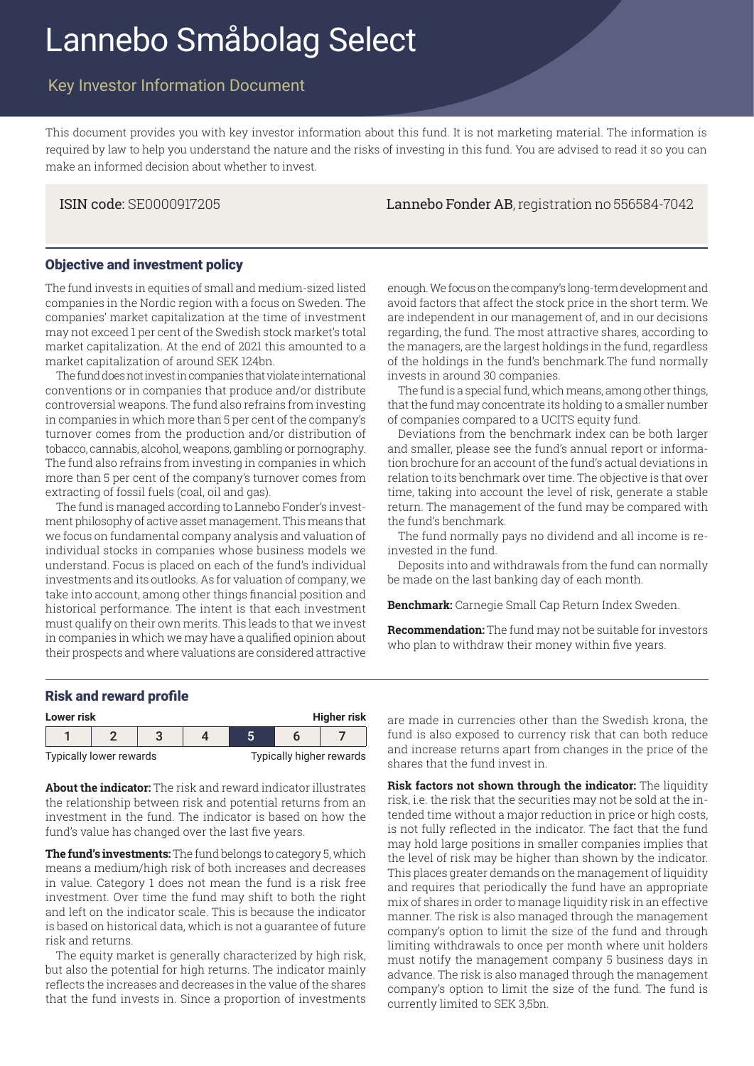# Lannebo Småbolag Select

## Key Investor Information Document

This document provides you with key investor information about this fund. It is not marketing material. The information is required by law to help you understand the nature and the risks of investing in this fund. You are advised to read it so you can make an informed decision about whether to invest.

**ISIN code:** SE0000917205

**Lannebo Fonder AB**, registration no 556584-7042

### Objective and investment policy

The fund invests in equities of small and medium-sized listed companies in the Nordic region with a focus on Sweden. The companies' market capitalization at the time of investment may not exceed 1 per cent of the Swedish stock market's total market capitalization. At the end of 2021 this amounted to a market capitalization of around SEK 124bn.

The fund does not invest in companies that violate international conventions or in companies that produce and/or distribute controversial weapons. The fund also refrains from investing in companies in which more than 5 per cent of the company's turnover comes from the production and/or distribution of tobacco, cannabis, alcohol, weapons, gambling or pornography. The fund also refrains from investing in companies in which more than 5 per cent of the company's turnover comes from extracting of fossil fuels (coal, oil and gas).

The fund is managed according to Lannebo Fonder's investment philosophy of active asset management. This means that we focus on fundamental company analysis and valuation of individual stocks in companies whose business models we understand. Focus is placed on each of the fund's individual investments and its outlooks. As for valuation of company, we take into account, among other things financial position and historical performance. The intent is that each investment must qualify on their own merits. This leads to that we invest in companies in which we may have a qualified opinion about their prospects and where valuations are considered attractive enough. We focus on the company's long-term development and avoid factors that affect the stock price in the short term. We are independent in our management of, and in our decisions regarding, the fund. The most attractive shares, according to the managers, are the largest holdings in the fund, regardless of the holdings in the fund's benchmark.The fund normally invests in around 30 companies.

The fund is a special fund, which means, among other things, that the fund may concentrate its holding to a smaller number of companies compared to a UCITS equity fund.

Deviations from the benchmark index can be both larger and smaller, please see the fund's annual report or information brochure for an account of the fund's actual deviations in relation to its benchmark over time. The objective is that over time, taking into account the level of risk, generate a stable return. The management of the fund may be compared with the fund's benchmark.

The fund normally pays no dividend and all income is reinvested in the fund.

Deposits into and withdrawals from the fund can normally be made on the last banking day of each month.

**Benchmark:** Carnegie Small Cap Return Index Sweden.

**Recommendation:** The fund may not be suitable for investors who plan to withdraw their money within five years.

### Risk and reward profile

| Lower risk | | | | | | Higher risk |
|---|---|---|---|---|---|---|
| 1 | 2 | 3 | 4 | **5** | 6 | 7 |
| Typically lower rewards | | | | | | Typically higher rewards |

**About the indicator:** The risk and reward indicator illustrates the relationship between risk and potential returns from an investment in the fund. The indicator is based on how the fund's value has changed over the last five years.

**The fund's investments:** The fund belongs to category 5, which means a medium/high risk of both increases and decreases in value. Category 1 does not mean the fund is a risk free investment. Over time the fund may shift to both the right and left on the indicator scale. This is because the indicator is based on historical data, which is not a guarantee of future risk and returns.

The equity market is generally characterized by high risk, but also the potential for high returns. The indicator mainly reflects the increases and decreases in the value of the shares that the fund invests in. Since a proportion of investments are made in currencies other than the Swedish krona, the fund is also exposed to currency risk that can both reduce and increase returns apart from changes in the price of the shares that the fund invest in.

**Risk factors not shown through the indicator:** The liquidity risk, i.e. the risk that the securities may not be sold at the intended time without a major reduction in price or high costs, is not fully reflected in the indicator. The fact that the fund may hold large positions in smaller companies implies that the level of risk may be higher than shown by the indicator. This places greater demands on the management of liquidity and requires that periodically the fund have an appropriate mix of shares in order to manage liquidity risk in an effective manner. The risk is also managed through the management company's option to limit the size of the fund and through limiting withdrawals to once per month where unit holders must notify the management company 5 business days in advance. The risk is also managed through the management company's option to limit the size of the fund. The fund is currently limited to SEK 3,5bn.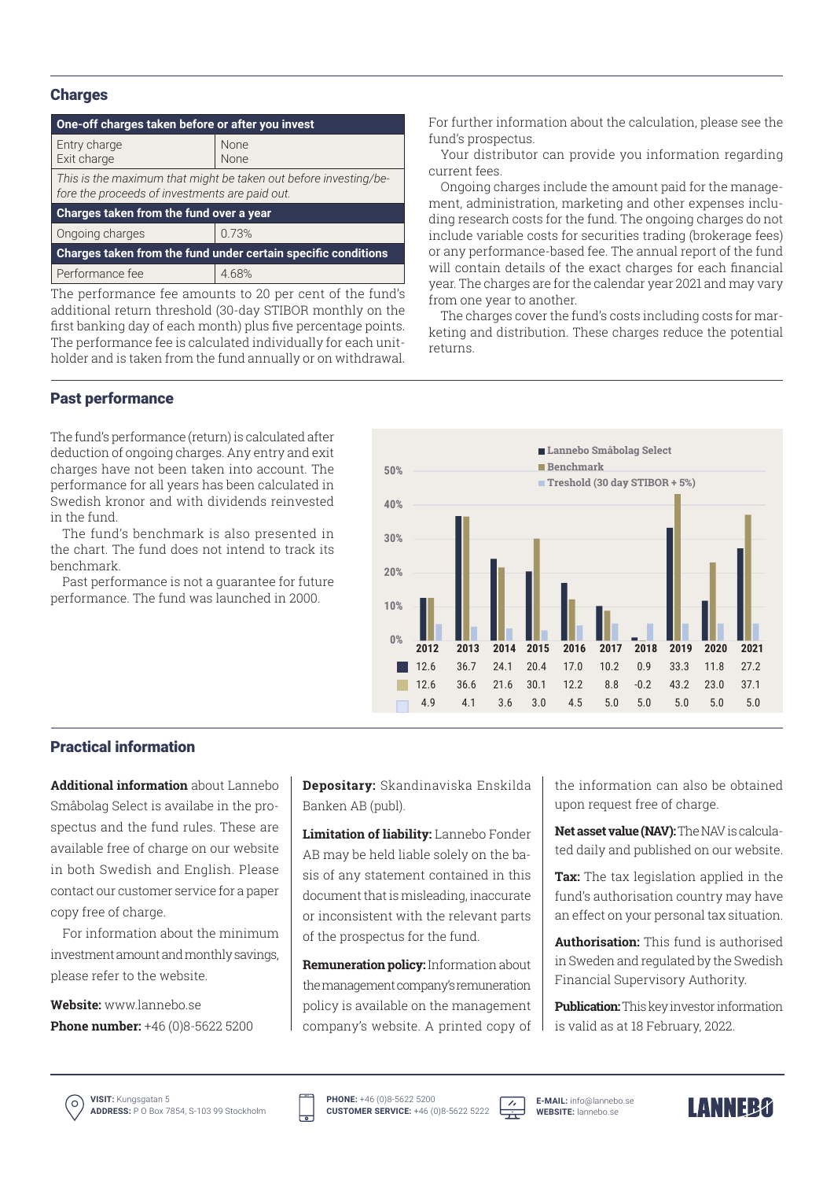## Charges

| One-off charges taken before or after you invest | |
|---|---|
| Entry charge | None |
| Exit charge | None |
| *This is the maximum that might be taken out before investing/before the proceeds of investments are paid out.* | |
| **Charges taken from the fund over a year** | |
| Ongoing charges | 0.73% |
| **Charges taken from the fund under certain specific conditions** | |
| Performance fee | 4.68% |

The performance fee amounts to 20 per cent of the fund's additional return threshold (30-day STIBOR monthly on the first banking day of each month) plus five percentage points. The performance fee is calculated individually for each unitholder and is taken from the fund annually or on withdrawal.

For further information about the calculation, please see the fund's prospectus.

Your distributor can provide you information regarding current fees.

Ongoing charges include the amount paid for the management, administration, marketing and other expenses including research costs for the fund. The ongoing charges do not include variable costs for securities trading (brokerage fees) or any performance-based fee. The annual report of the fund will contain details of the exact charges for each financial year. The charges are for the calendar year 2021 and may vary from one year to another.

The charges cover the fund's costs including costs for marketing and distribution. These charges reduce the potential returns.

## Past performance

The fund's performance (return) is calculated after deduction of ongoing charges. Any entry and exit charges have not been taken into account. The performance for all years has been calculated in Swedish kronor and with dividends reinvested in the fund.

The fund's benchmark is also presented in the chart. The fund does not intend to track its benchmark.

Past performance is not a guarantee for future performance. The fund was launched in 2000.

Lannebo Småbolag Select
Benchmark
Treshold (30 day STIBOR + 5%)

50%
40%
30%
20%
10%
0%

2012 2013 2014 2015 2016 2017 2018 2019 2020 2021
12.6 36.7 24.1 20.4 17.0 10.2 0.9 33.3 11.8 27.2
12.6 36.6 21.6 30.1 12.2 8.8 -0.2 43.2 23.0 37.1
4.9 4.1 3.6 3.0 4.5 5.0 5.0 5.0 5.0 5.0

## Practical information

**Additional information** about Lannebo Småbolag Select is availabe in the prospectus and the fund rules. These are available free of charge on our website in both Swedish and English. Please contact our customer service for a paper copy free of charge.

For information about the minimum investment amount and monthly savings, please refer to the website.

**Website:** www.lannebo.se
**Phone number:** +46 (0)8-5622 5200

**Depositary:** Skandinaviska Enskilda Banken AB (publ).

**Limitation of liability:** Lannebo Fonder AB may be held liable solely on the basis of any statement contained in this document that is misleading, inaccurate or inconsistent with the relevant parts of the prospectus for the fund.

**Remuneration policy:** Information about the management company's remuneration policy is available on the management company's website. A printed copy of the information can also be obtained upon request free of charge.

**Net asset value (NAV):** The NAV is calculated daily and published on our website.

**Tax:** The tax legislation applied in the fund's authorisation country may have an effect on your personal tax situation.

**Authorisation:** This fund is authorised in Sweden and regulated by the Swedish Financial Supervisory Authority.

**Publication:** This key investor information is valid as at 18 February, 2022.

**VISIT:** Kungsgatan 5
**ADDRESS:** P O Box 7854, S-103 99 Stockholm

**PHONE:** +46 (0)8-5622 5200
**CUSTOMER SERVICE:** +46 (0)8-5622 5222

**E-MAIL:** info@lannebo.se
**WEBSITE:** lannebo.se

LANNEBO